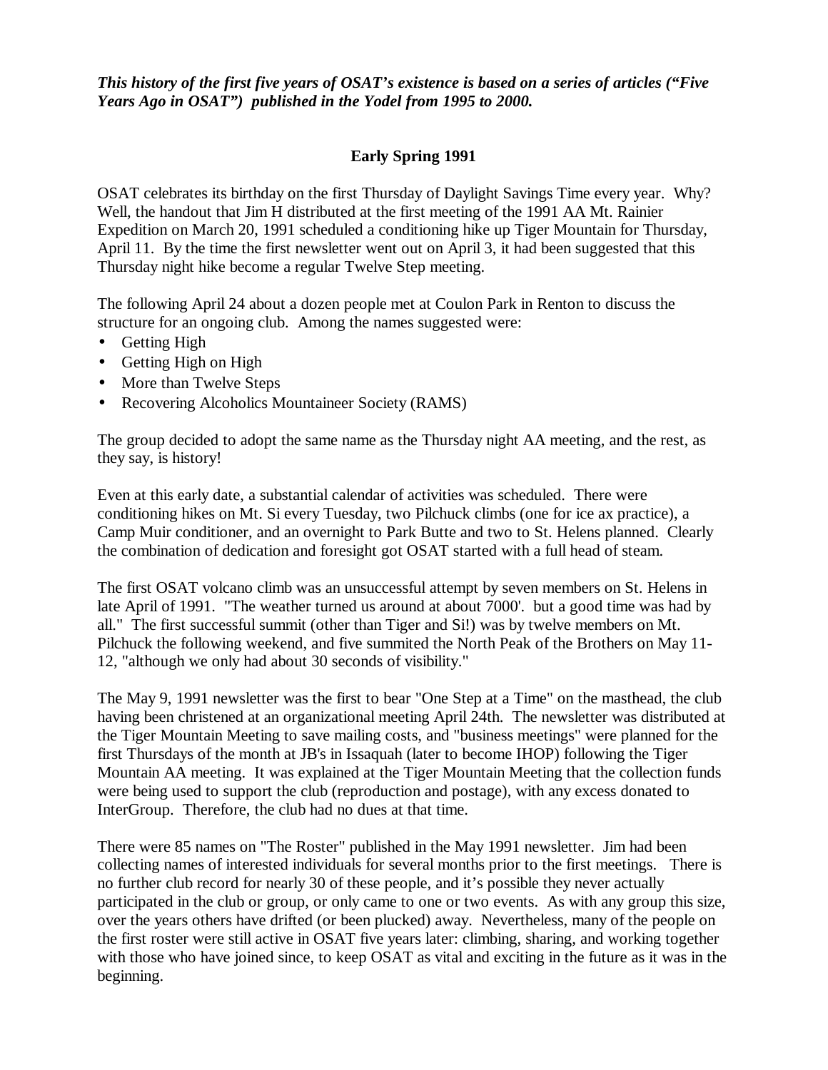***This history of the first five years of OSAT's existence is based on a series of articles ("Five Years Ago in OSAT") published in the Yodel from 1995 to 2000.***

## Early Spring 1991

OSAT celebrates its birthday on the first Thursday of Daylight Savings Time every year. Why? Well, the handout that Jim H distributed at the first meeting of the 1991 AA Mt. Rainier Expedition on March 20, 1991 scheduled a conditioning hike up Tiger Mountain for Thursday, April 11. By the time the first newsletter went out on April 3, it had been suggested that this Thursday night hike become a regular Twelve Step meeting.

The following April 24 about a dozen people met at Coulon Park in Renton to discuss the structure for an ongoing club. Among the names suggested were:

- Getting High
- Getting High on High
- More than Twelve Steps
- Recovering Alcoholics Mountaineer Society (RAMS)

The group decided to adopt the same name as the Thursday night AA meeting, and the rest, as they say, is history!

Even at this early date, a substantial calendar of activities was scheduled. There were conditioning hikes on Mt. Si every Tuesday, two Pilchuck climbs (one for ice ax practice), a Camp Muir conditioner, and an overnight to Park Butte and two to St. Helens planned. Clearly the combination of dedication and foresight got OSAT started with a full head of steam.

The first OSAT volcano climb was an unsuccessful attempt by seven members on St. Helens in late April of 1991. "The weather turned us around at about 7000'. but a good time was had by all." The first successful summit (other than Tiger and Si!) was by twelve members on Mt. Pilchuck the following weekend, and five summited the North Peak of the Brothers on May 11-12, "although we only had about 30 seconds of visibility."

The May 9, 1991 newsletter was the first to bear "One Step at a Time" on the masthead, the club having been christened at an organizational meeting April 24th. The newsletter was distributed at the Tiger Mountain Meeting to save mailing costs, and "business meetings" were planned for the first Thursdays of the month at JB's in Issaquah (later to become IHOP) following the Tiger Mountain AA meeting. It was explained at the Tiger Mountain Meeting that the collection funds were being used to support the club (reproduction and postage), with any excess donated to InterGroup. Therefore, the club had no dues at that time.

There were 85 names on "The Roster" published in the May 1991 newsletter. Jim had been collecting names of interested individuals for several months prior to the first meetings. There is no further club record for nearly 30 of these people, and it's possible they never actually participated in the club or group, or only came to one or two events. As with any group this size, over the years others have drifted (or been plucked) away. Nevertheless, many of the people on the first roster were still active in OSAT five years later: climbing, sharing, and working together with those who have joined since, to keep OSAT as vital and exciting in the future as it was in the beginning.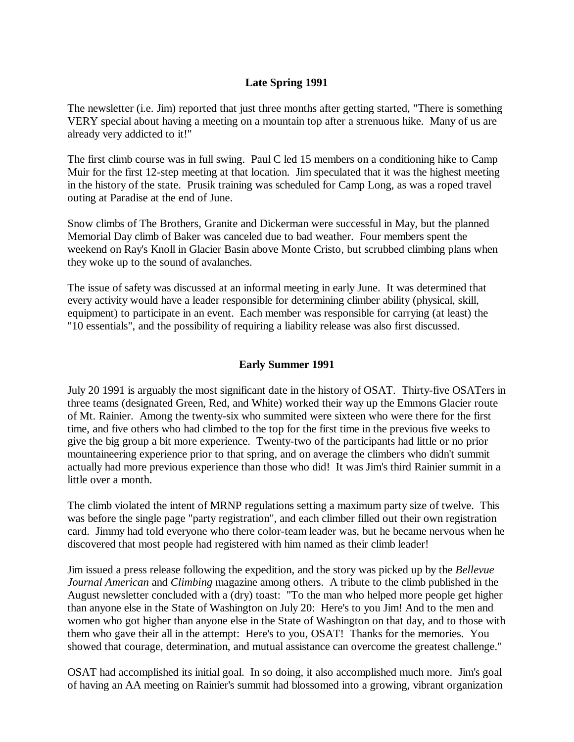## Late Spring 1991

The newsletter (i.e. Jim) reported that just three months after getting started, "There is something VERY special about having a meeting on a mountain top after a strenuous hike. Many of us are already very addicted to it!"

The first climb course was in full swing. Paul C led 15 members on a conditioning hike to Camp Muir for the first 12-step meeting at that location. Jim speculated that it was the highest meeting in the history of the state. Prusik training was scheduled for Camp Long, as was a roped travel outing at Paradise at the end of June.

Snow climbs of The Brothers, Granite and Dickerman were successful in May, but the planned Memorial Day climb of Baker was canceled due to bad weather. Four members spent the weekend on Ray's Knoll in Glacier Basin above Monte Cristo, but scrubbed climbing plans when they woke up to the sound of avalanches.

The issue of safety was discussed at an informal meeting in early June. It was determined that every activity would have a leader responsible for determining climber ability (physical, skill, equipment) to participate in an event. Each member was responsible for carrying (at least) the "10 essentials", and the possibility of requiring a liability release was also first discussed.

## Early Summer 1991

July 20 1991 is arguably the most significant date in the history of OSAT. Thirty-five OSATers in three teams (designated Green, Red, and White) worked their way up the Emmons Glacier route of Mt. Rainier. Among the twenty-six who summited were sixteen who were there for the first time, and five others who had climbed to the top for the first time in the previous five weeks to give the big group a bit more experience. Twenty-two of the participants had little or no prior mountaineering experience prior to that spring, and on average the climbers who didn't summit actually had more previous experience than those who did! It was Jim's third Rainier summit in a little over a month.

The climb violated the intent of MRNP regulations setting a maximum party size of twelve. This was before the single page "party registration", and each climber filled out their own registration card. Jimmy had told everyone who there color-team leader was, but he became nervous when he discovered that most people had registered with him named as their climb leader!

Jim issued a press release following the expedition, and the story was picked up by the *Bellevue Journal American* and *Climbing* magazine among others. A tribute to the climb published in the August newsletter concluded with a (dry) toast: "To the man who helped more people get higher than anyone else in the State of Washington on July 20: Here's to you Jim! And to the men and women who got higher than anyone else in the State of Washington on that day, and to those with them who gave their all in the attempt: Here's to you, OSAT! Thanks for the memories. You showed that courage, determination, and mutual assistance can overcome the greatest challenge."

OSAT had accomplished its initial goal. In so doing, it also accomplished much more. Jim's goal of having an AA meeting on Rainier's summit had blossomed into a growing, vibrant organization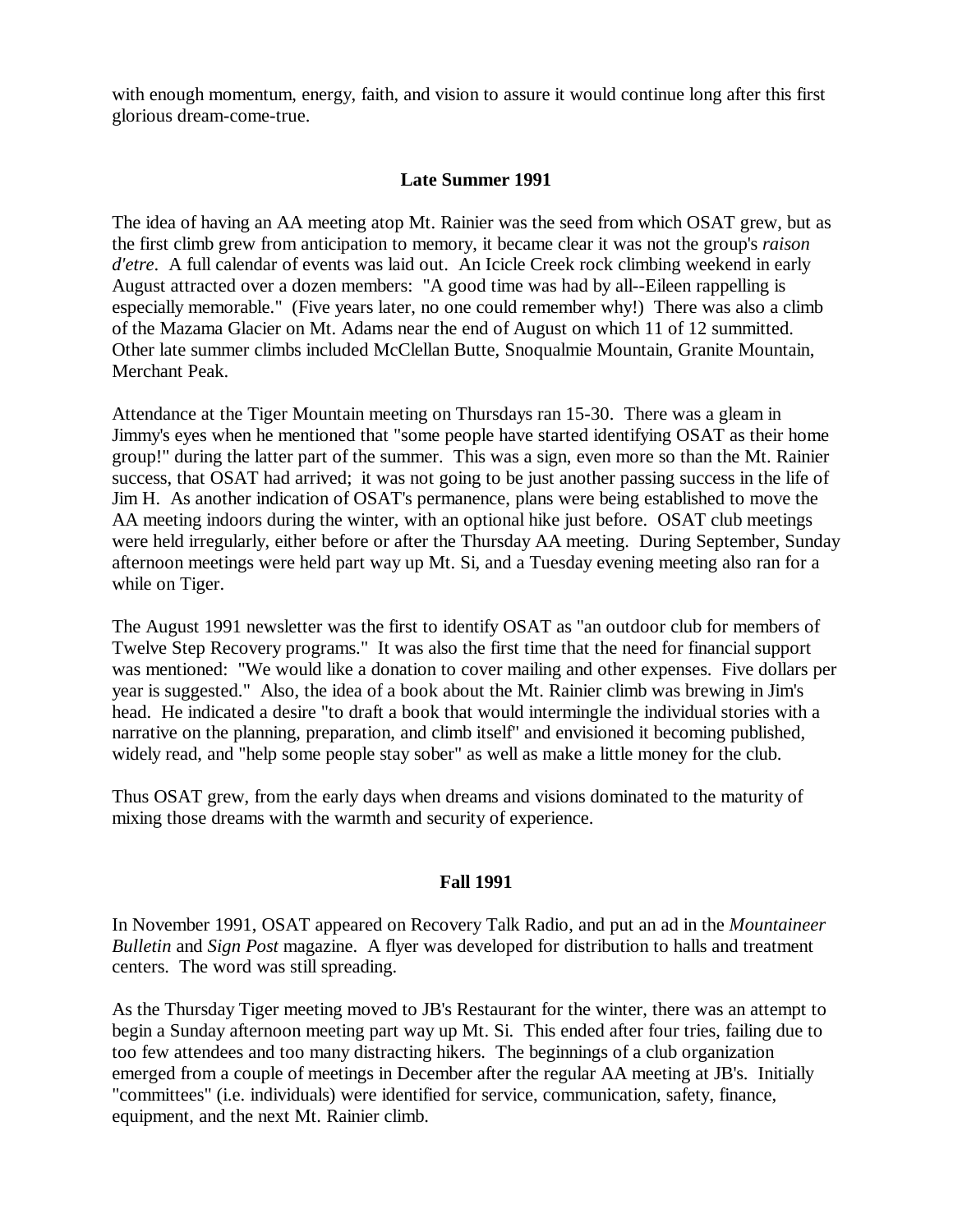with enough momentum, energy, faith, and vision to assure it would continue long after this first glorious dream-come-true.

## Late Summer 1991

The idea of having an AA meeting atop Mt. Rainier was the seed from which OSAT grew, but as the first climb grew from anticipation to memory, it became clear it was not the group's *raison d'etre*. A full calendar of events was laid out. An Icicle Creek rock climbing weekend in early August attracted over a dozen members: "A good time was had by all--Eileen rappelling is especially memorable." (Five years later, no one could remember why!) There was also a climb of the Mazama Glacier on Mt. Adams near the end of August on which 11 of 12 summitted. Other late summer climbs included McClellan Butte, Snoqualmie Mountain, Granite Mountain, Merchant Peak.

Attendance at the Tiger Mountain meeting on Thursdays ran 15-30. There was a gleam in Jimmy's eyes when he mentioned that "some people have started identifying OSAT as their home group!" during the latter part of the summer. This was a sign, even more so than the Mt. Rainier success, that OSAT had arrived; it was not going to be just another passing success in the life of Jim H. As another indication of OSAT's permanence, plans were being established to move the AA meeting indoors during the winter, with an optional hike just before. OSAT club meetings were held irregularly, either before or after the Thursday AA meeting. During September, Sunday afternoon meetings were held part way up Mt. Si, and a Tuesday evening meeting also ran for a while on Tiger.

The August 1991 newsletter was the first to identify OSAT as "an outdoor club for members of Twelve Step Recovery programs." It was also the first time that the need for financial support was mentioned: "We would like a donation to cover mailing and other expenses. Five dollars per year is suggested." Also, the idea of a book about the Mt. Rainier climb was brewing in Jim's head. He indicated a desire "to draft a book that would intermingle the individual stories with a narrative on the planning, preparation, and climb itself" and envisioned it becoming published, widely read, and "help some people stay sober" as well as make a little money for the club.

Thus OSAT grew, from the early days when dreams and visions dominated to the maturity of mixing those dreams with the warmth and security of experience.

## Fall 1991

In November 1991, OSAT appeared on Recovery Talk Radio, and put an ad in the *Mountaineer Bulletin* and *Sign Post* magazine. A flyer was developed for distribution to halls and treatment centers. The word was still spreading.

As the Thursday Tiger meeting moved to JB's Restaurant for the winter, there was an attempt to begin a Sunday afternoon meeting part way up Mt. Si. This ended after four tries, failing due to too few attendees and too many distracting hikers. The beginnings of a club organization emerged from a couple of meetings in December after the regular AA meeting at JB's. Initially "committees" (i.e. individuals) were identified for service, communication, safety, finance, equipment, and the next Mt. Rainier climb.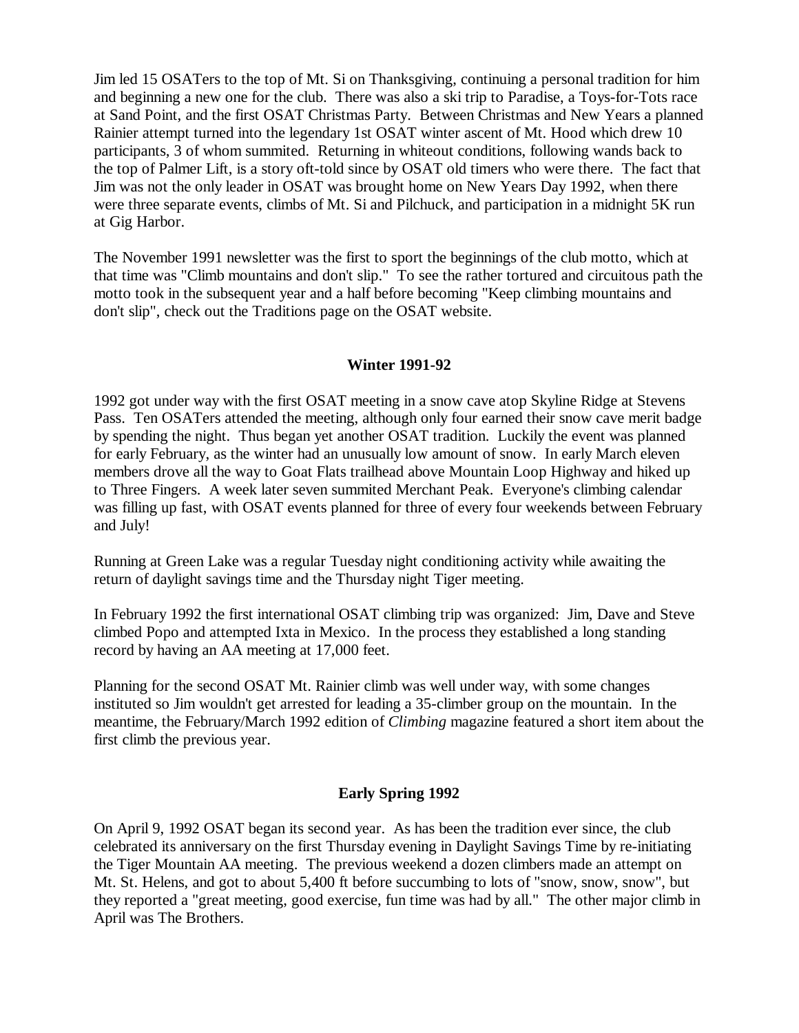Jim led 15 OSATers to the top of Mt. Si on Thanksgiving, continuing a personal tradition for him and beginning a new one for the club. There was also a ski trip to Paradise, a Toys-for-Tots race at Sand Point, and the first OSAT Christmas Party. Between Christmas and New Years a planned Rainier attempt turned into the legendary 1st OSAT winter ascent of Mt. Hood which drew 10 participants, 3 of whom summited. Returning in whiteout conditions, following wands back to the top of Palmer Lift, is a story oft-told since by OSAT old timers who were there. The fact that Jim was not the only leader in OSAT was brought home on New Years Day 1992, when there were three separate events, climbs of Mt. Si and Pilchuck, and participation in a midnight 5K run at Gig Harbor.

The November 1991 newsletter was the first to sport the beginnings of the club motto, which at that time was "Climb mountains and don't slip." To see the rather tortured and circuitous path the motto took in the subsequent year and a half before becoming "Keep climbing mountains and don't slip", check out the Traditions page on the OSAT website.

### Winter 1991-92

1992 got under way with the first OSAT meeting in a snow cave atop Skyline Ridge at Stevens Pass. Ten OSATers attended the meeting, although only four earned their snow cave merit badge by spending the night. Thus began yet another OSAT tradition. Luckily the event was planned for early February, as the winter had an unusually low amount of snow. In early March eleven members drove all the way to Goat Flats trailhead above Mountain Loop Highway and hiked up to Three Fingers. A week later seven summited Merchant Peak. Everyone's climbing calendar was filling up fast, with OSAT events planned for three of every four weekends between February and July!

Running at Green Lake was a regular Tuesday night conditioning activity while awaiting the return of daylight savings time and the Thursday night Tiger meeting.

In February 1992 the first international OSAT climbing trip was organized: Jim, Dave and Steve climbed Popo and attempted Ixta in Mexico. In the process they established a long standing record by having an AA meeting at 17,000 feet.

Planning for the second OSAT Mt. Rainier climb was well under way, with some changes instituted so Jim wouldn't get arrested for leading a 35-climber group on the mountain. In the meantime, the February/March 1992 edition of *Climbing* magazine featured a short item about the first climb the previous year.

### Early Spring 1992

On April 9, 1992 OSAT began its second year. As has been the tradition ever since, the club celebrated its anniversary on the first Thursday evening in Daylight Savings Time by re-initiating the Tiger Mountain AA meeting. The previous weekend a dozen climbers made an attempt on Mt. St. Helens, and got to about 5,400 ft before succumbing to lots of "snow, snow, snow", but they reported a "great meeting, good exercise, fun time was had by all." The other major climb in April was The Brothers.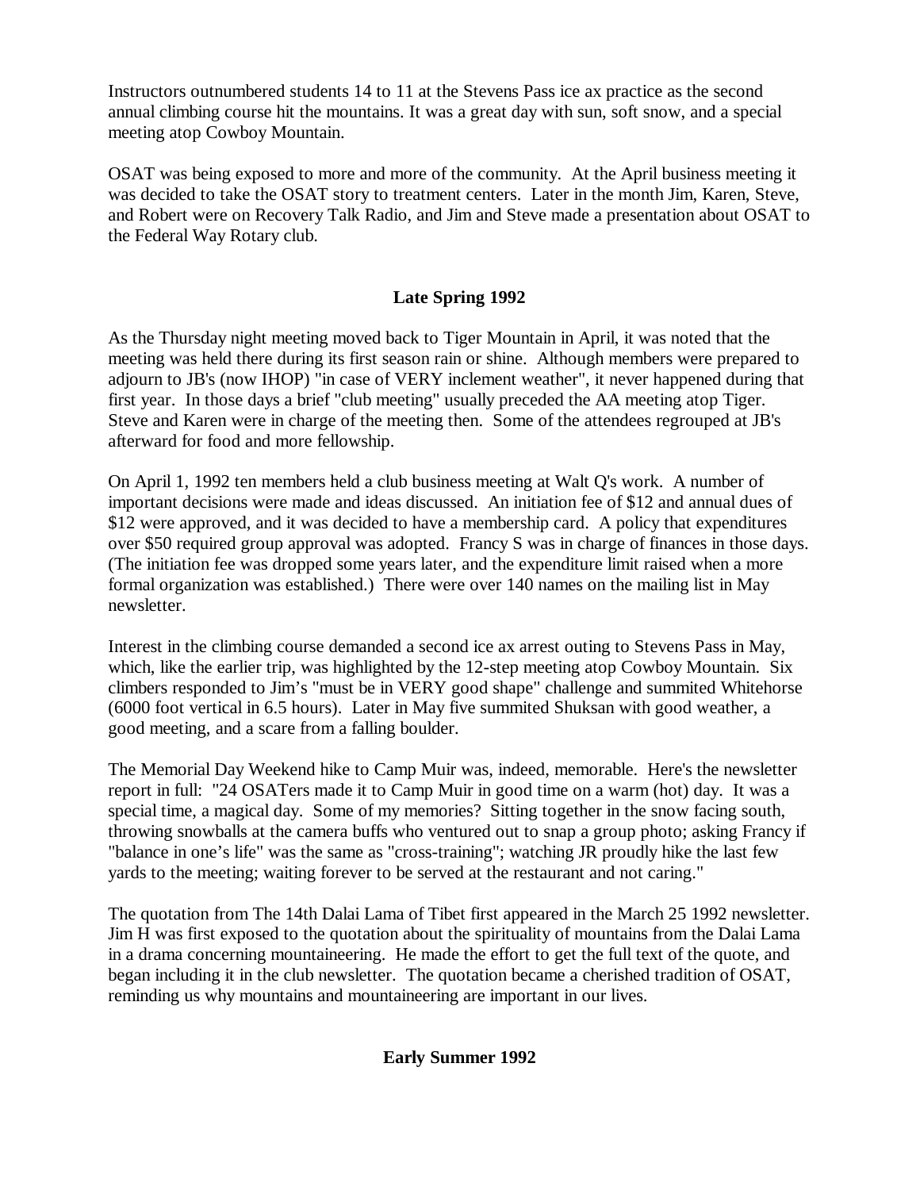Instructors outnumbered students 14 to 11 at the Stevens Pass ice ax practice as the second annual climbing course hit the mountains. It was a great day with sun, soft snow, and a special meeting atop Cowboy Mountain.

OSAT was being exposed to more and more of the community. At the April business meeting it was decided to take the OSAT story to treatment centers. Later in the month Jim, Karen, Steve, and Robert were on Recovery Talk Radio, and Jim and Steve made a presentation about OSAT to the Federal Way Rotary club.

## Late Spring 1992

As the Thursday night meeting moved back to Tiger Mountain in April, it was noted that the meeting was held there during its first season rain or shine. Although members were prepared to adjourn to JB's (now IHOP) "in case of VERY inclement weather", it never happened during that first year. In those days a brief "club meeting" usually preceded the AA meeting atop Tiger. Steve and Karen were in charge of the meeting then. Some of the attendees regrouped at JB's afterward for food and more fellowship.

On April 1, 1992 ten members held a club business meeting at Walt Q's work. A number of important decisions were made and ideas discussed. An initiation fee of $12 and annual dues of $12 were approved, and it was decided to have a membership card. A policy that expenditures over $50 required group approval was adopted. Francy S was in charge of finances in those days. (The initiation fee was dropped some years later, and the expenditure limit raised when a more formal organization was established.) There were over 140 names on the mailing list in May newsletter.

Interest in the climbing course demanded a second ice ax arrest outing to Stevens Pass in May, which, like the earlier trip, was highlighted by the 12-step meeting atop Cowboy Mountain. Six climbers responded to Jim's "must be in VERY good shape" challenge and summited Whitehorse (6000 foot vertical in 6.5 hours). Later in May five summited Shuksan with good weather, a good meeting, and a scare from a falling boulder.

The Memorial Day Weekend hike to Camp Muir was, indeed, memorable. Here's the newsletter report in full: "24 OSATers made it to Camp Muir in good time on a warm (hot) day. It was a special time, a magical day. Some of my memories? Sitting together in the snow facing south, throwing snowballs at the camera buffs who ventured out to snap a group photo; asking Francy if "balance in one's life" was the same as "cross-training"; watching JR proudly hike the last few yards to the meeting; waiting forever to be served at the restaurant and not caring."

The quotation from The 14th Dalai Lama of Tibet first appeared in the March 25 1992 newsletter. Jim H was first exposed to the quotation about the spirituality of mountains from the Dalai Lama in a drama concerning mountaineering. He made the effort to get the full text of the quote, and began including it in the club newsletter. The quotation became a cherished tradition of OSAT, reminding us why mountains and mountaineering are important in our lives.

## Early Summer 1992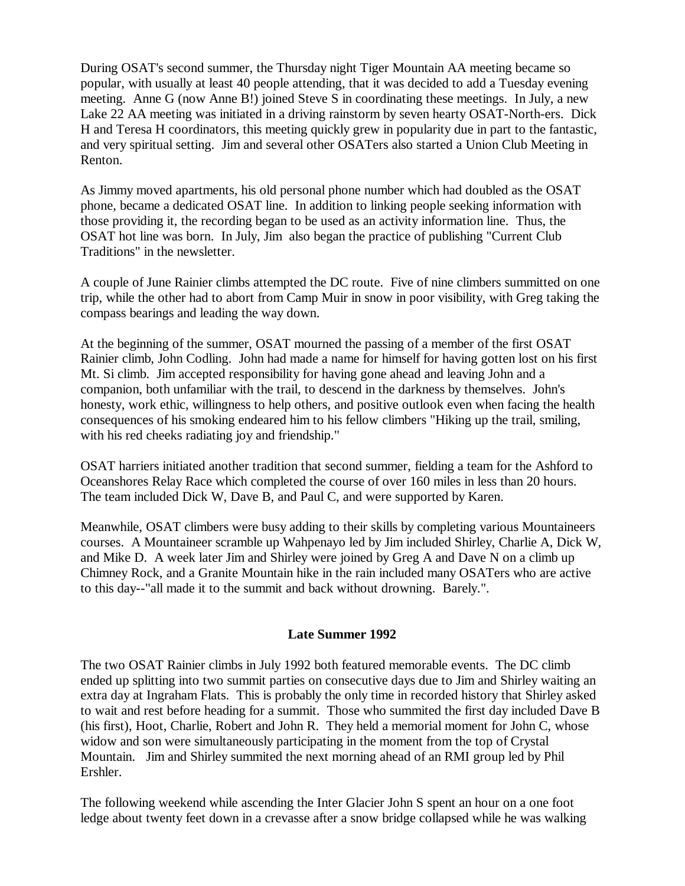During OSAT's second summer, the Thursday night Tiger Mountain AA meeting became so popular, with usually at least 40 people attending, that it was decided to add a Tuesday evening meeting. Anne G (now Anne B!) joined Steve S in coordinating these meetings. In July, a new Lake 22 AA meeting was initiated in a driving rainstorm by seven hearty OSAT-North-ers. Dick H and Teresa H coordinators, this meeting quickly grew in popularity due in part to the fantastic, and very spiritual setting. Jim and several other OSATers also started a Union Club Meeting in Renton.

As Jimmy moved apartments, his old personal phone number which had doubled as the OSAT phone, became a dedicated OSAT line. In addition to linking people seeking information with those providing it, the recording began to be used as an activity information line. Thus, the OSAT hot line was born. In July, Jim also began the practice of publishing "Current Club Traditions" in the newsletter.

A couple of June Rainier climbs attempted the DC route. Five of nine climbers summitted on one trip, while the other had to abort from Camp Muir in snow in poor visibility, with Greg taking the compass bearings and leading the way down.

At the beginning of the summer, OSAT mourned the passing of a member of the first OSAT Rainier climb, John Codling. John had made a name for himself for having gotten lost on his first Mt. Si climb. Jim accepted responsibility for having gone ahead and leaving John and a companion, both unfamiliar with the trail, to descend in the darkness by themselves. John's honesty, work ethic, willingness to help others, and positive outlook even when facing the health consequences of his smoking endeared him to his fellow climbers "Hiking up the trail, smiling, with his red cheeks radiating joy and friendship."

OSAT harriers initiated another tradition that second summer, fielding a team for the Ashford to Oceanshores Relay Race which completed the course of over 160 miles in less than 20 hours. The team included Dick W, Dave B, and Paul C, and were supported by Karen.

Meanwhile, OSAT climbers were busy adding to their skills by completing various Mountaineers courses. A Mountaineer scramble up Wahpenayo led by Jim included Shirley, Charlie A, Dick W, and Mike D. A week later Jim and Shirley were joined by Greg A and Dave N on a climb up Chimney Rock, and a Granite Mountain hike in the rain included many OSATers who are active to this day--"all made it to the summit and back without drowning. Barely.".

## Late Summer 1992

The two OSAT Rainier climbs in July 1992 both featured memorable events. The DC climb ended up splitting into two summit parties on consecutive days due to Jim and Shirley waiting an extra day at Ingraham Flats. This is probably the only time in recorded history that Shirley asked to wait and rest before heading for a summit. Those who summited the first day included Dave B (his first), Hoot, Charlie, Robert and John R. They held a memorial moment for John C, whose widow and son were simultaneously participating in the moment from the top of Crystal Mountain. Jim and Shirley summited the next morning ahead of an RMI group led by Phil Ershler.

The following weekend while ascending the Inter Glacier John S spent an hour on a one foot ledge about twenty feet down in a crevasse after a snow bridge collapsed while he was walking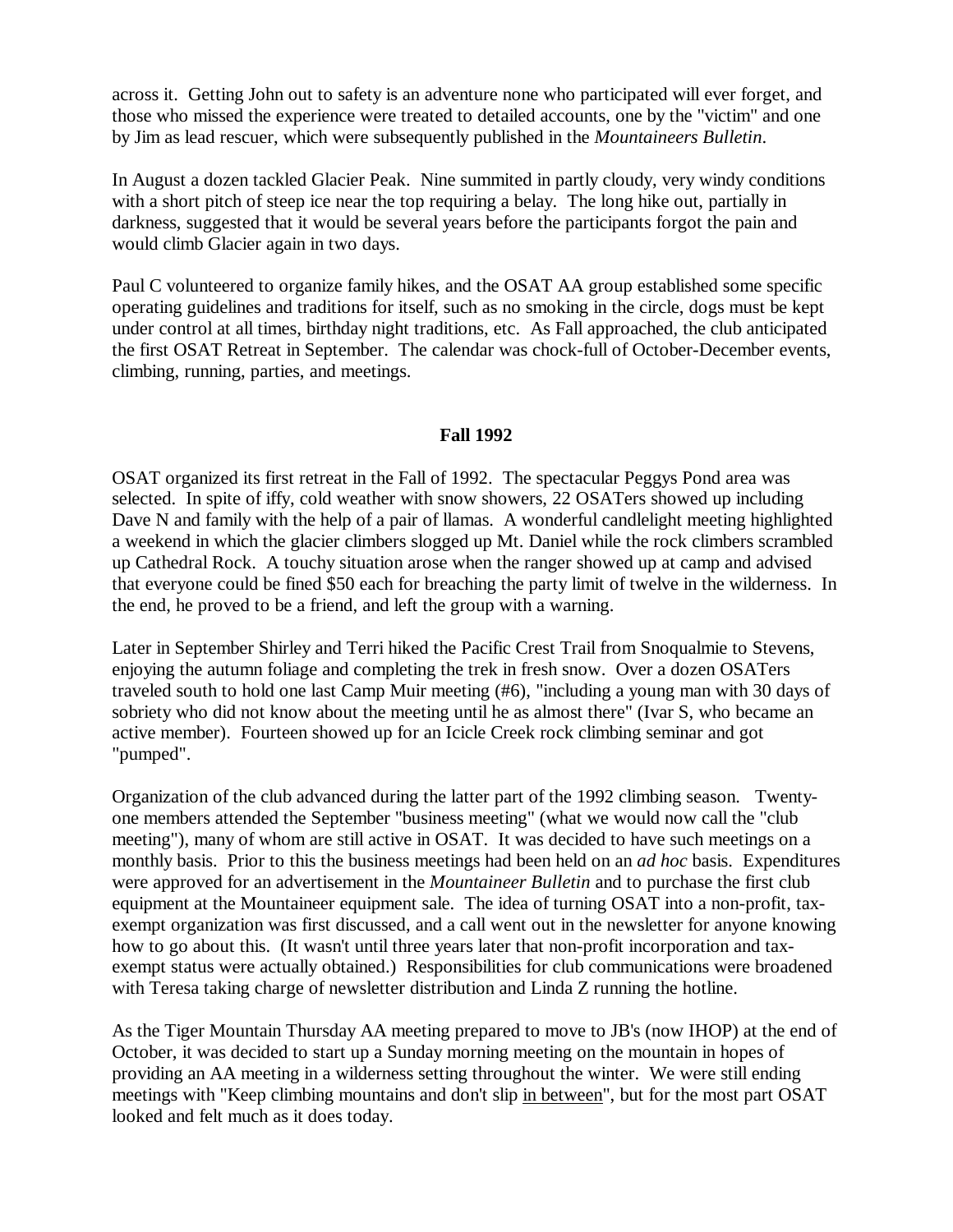across it. Getting John out to safety is an adventure none who participated will ever forget, and those who missed the experience were treated to detailed accounts, one by the "victim" and one by Jim as lead rescuer, which were subsequently published in the *Mountaineers Bulletin*.

In August a dozen tackled Glacier Peak. Nine summited in partly cloudy, very windy conditions with a short pitch of steep ice near the top requiring a belay. The long hike out, partially in darkness, suggested that it would be several years before the participants forgot the pain and would climb Glacier again in two days.

Paul C volunteered to organize family hikes, and the OSAT AA group established some specific operating guidelines and traditions for itself, such as no smoking in the circle, dogs must be kept under control at all times, birthday night traditions, etc. As Fall approached, the club anticipated the first OSAT Retreat in September. The calendar was chock-full of October-December events, climbing, running, parties, and meetings.

## Fall 1992

OSAT organized its first retreat in the Fall of 1992. The spectacular Peggys Pond area was selected. In spite of iffy, cold weather with snow showers, 22 OSATers showed up including Dave N and family with the help of a pair of llamas. A wonderful candlelight meeting highlighted a weekend in which the glacier climbers slogged up Mt. Daniel while the rock climbers scrambled up Cathedral Rock. A touchy situation arose when the ranger showed up at camp and advised that everyone could be fined $50 each for breaching the party limit of twelve in the wilderness. In the end, he proved to be a friend, and left the group with a warning.

Later in September Shirley and Terri hiked the Pacific Crest Trail from Snoqualmie to Stevens, enjoying the autumn foliage and completing the trek in fresh snow. Over a dozen OSATers traveled south to hold one last Camp Muir meeting (#6), "including a young man with 30 days of sobriety who did not know about the meeting until he as almost there" (Ivar S, who became an active member). Fourteen showed up for an Icicle Creek rock climbing seminar and got "pumped".

Organization of the club advanced during the latter part of the 1992 climbing season. Twenty-one members attended the September "business meeting" (what we would now call the "club meeting"), many of whom are still active in OSAT. It was decided to have such meetings on a monthly basis. Prior to this the business meetings had been held on an *ad hoc* basis. Expenditures were approved for an advertisement in the *Mountaineer Bulletin* and to purchase the first club equipment at the Mountaineer equipment sale. The idea of turning OSAT into a non-profit, tax-exempt organization was first discussed, and a call went out in the newsletter for anyone knowing how to go about this. (It wasn't until three years later that non-profit incorporation and tax-exempt status were actually obtained.) Responsibilities for club communications were broadened with Teresa taking charge of newsletter distribution and Linda Z running the hotline.

As the Tiger Mountain Thursday AA meeting prepared to move to JB's (now IHOP) at the end of October, it was decided to start up a Sunday morning meeting on the mountain in hopes of providing an AA meeting in a wilderness setting throughout the winter. We were still ending meetings with "Keep climbing mountains and don't slip <u>in between</u>", but for the most part OSAT looked and felt much as it does today.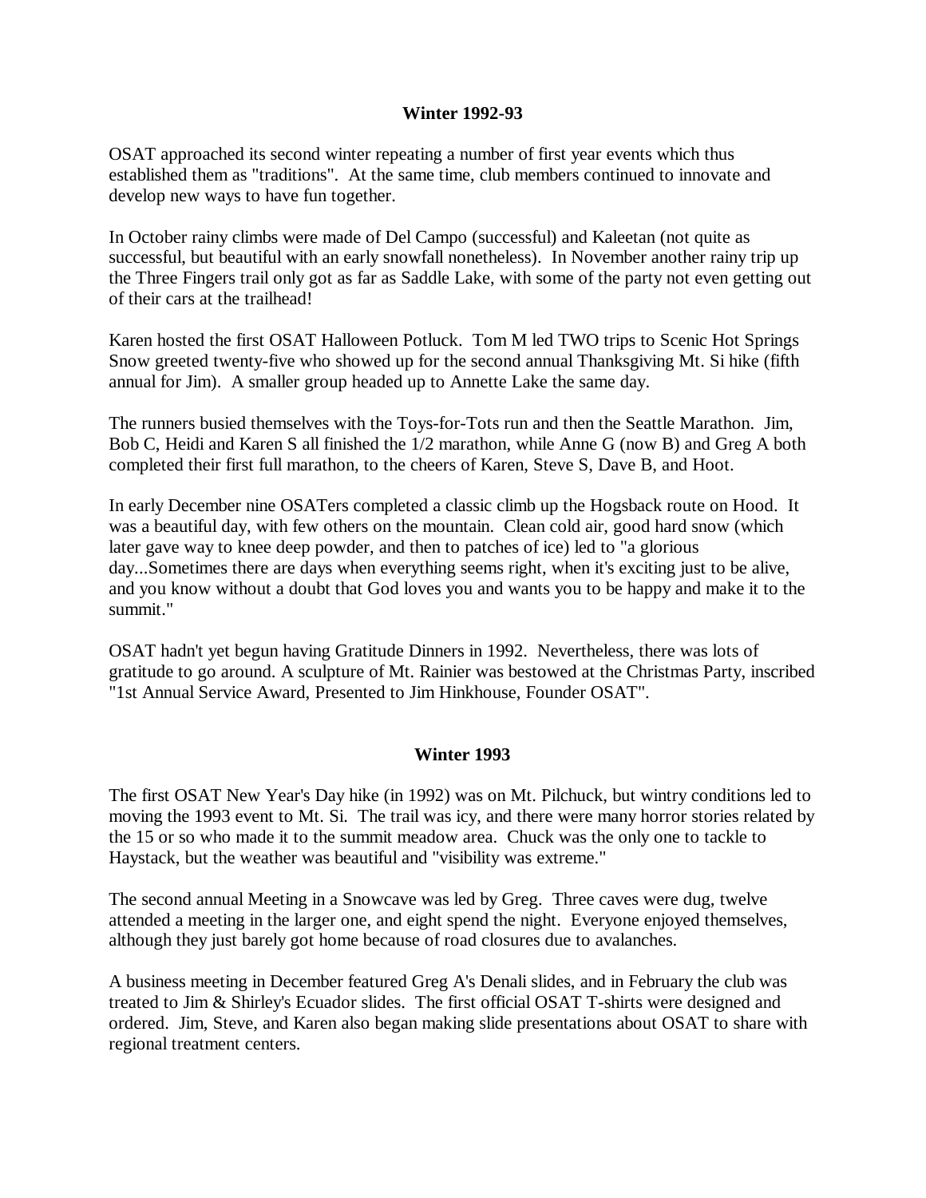## Winter 1992-93

OSAT approached its second winter repeating a number of first year events which thus established them as "traditions". At the same time, club members continued to innovate and develop new ways to have fun together.

In October rainy climbs were made of Del Campo (successful) and Kaleetan (not quite as successful, but beautiful with an early snowfall nonetheless). In November another rainy trip up the Three Fingers trail only got as far as Saddle Lake, with some of the party not even getting out of their cars at the trailhead!

Karen hosted the first OSAT Halloween Potluck. Tom M led TWO trips to Scenic Hot Springs Snow greeted twenty-five who showed up for the second annual Thanksgiving Mt. Si hike (fifth annual for Jim). A smaller group headed up to Annette Lake the same day.

The runners busied themselves with the Toys-for-Tots run and then the Seattle Marathon. Jim, Bob C, Heidi and Karen S all finished the 1/2 marathon, while Anne G (now B) and Greg A both completed their first full marathon, to the cheers of Karen, Steve S, Dave B, and Hoot.

In early December nine OSATers completed a classic climb up the Hogsback route on Hood. It was a beautiful day, with few others on the mountain. Clean cold air, good hard snow (which later gave way to knee deep powder, and then to patches of ice) led to "a glorious day...Sometimes there are days when everything seems right, when it's exciting just to be alive, and you know without a doubt that God loves you and wants you to be happy and make it to the summit."

OSAT hadn't yet begun having Gratitude Dinners in 1992. Nevertheless, there was lots of gratitude to go around. A sculpture of Mt. Rainier was bestowed at the Christmas Party, inscribed "1st Annual Service Award, Presented to Jim Hinkhouse, Founder OSAT".

## Winter 1993

The first OSAT New Year's Day hike (in 1992) was on Mt. Pilchuck, but wintry conditions led to moving the 1993 event to Mt. Si. The trail was icy, and there were many horror stories related by the 15 or so who made it to the summit meadow area. Chuck was the only one to tackle to Haystack, but the weather was beautiful and "visibility was extreme."

The second annual Meeting in a Snowcave was led by Greg. Three caves were dug, twelve attended a meeting in the larger one, and eight spend the night. Everyone enjoyed themselves, although they just barely got home because of road closures due to avalanches.

A business meeting in December featured Greg A's Denali slides, and in February the club was treated to Jim & Shirley's Ecuador slides. The first official OSAT T-shirts were designed and ordered. Jim, Steve, and Karen also began making slide presentations about OSAT to share with regional treatment centers.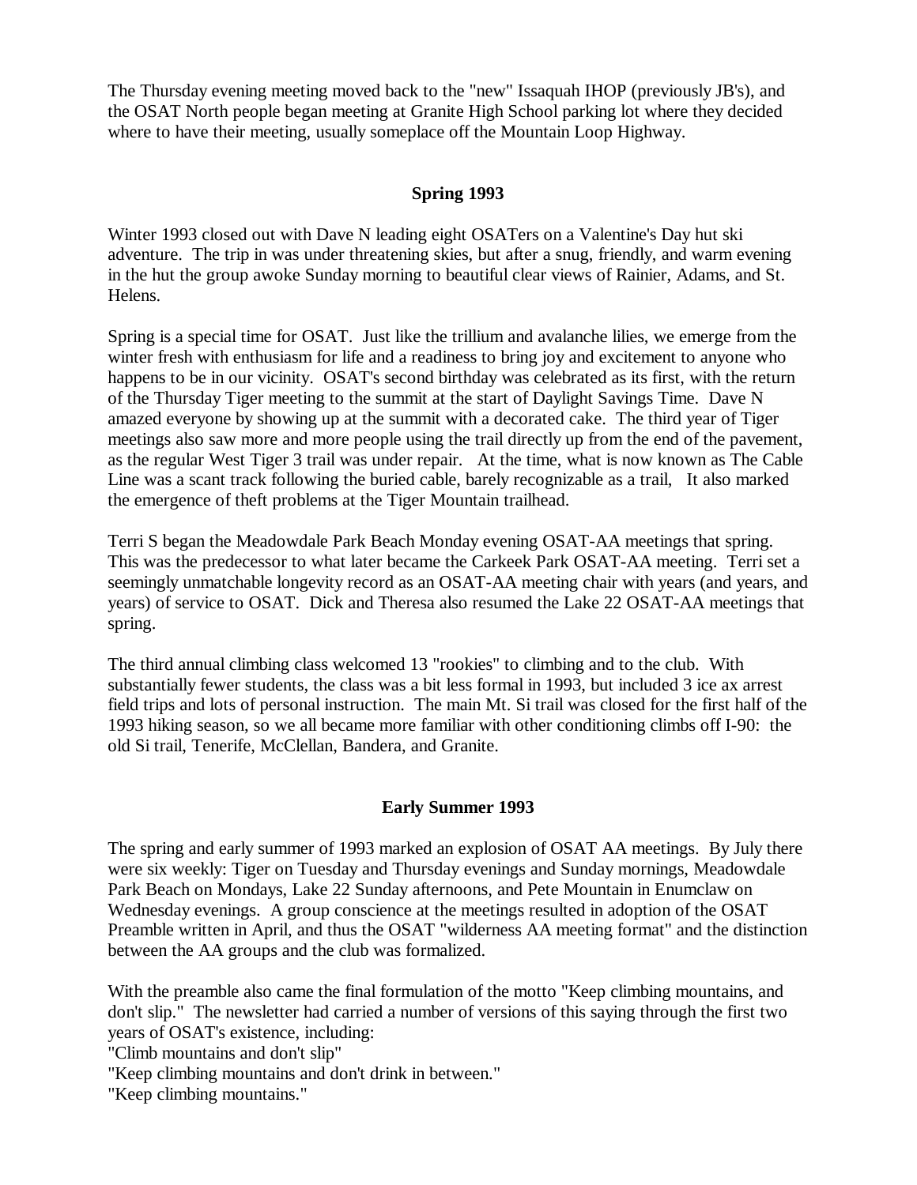The Thursday evening meeting moved back to the "new" Issaquah IHOP (previously JB's), and the OSAT North people began meeting at Granite High School parking lot where they decided where to have their meeting, usually someplace off the Mountain Loop Highway.

## Spring 1993

Winter 1993 closed out with Dave N leading eight OSATers on a Valentine's Day hut ski adventure. The trip in was under threatening skies, but after a snug, friendly, and warm evening in the hut the group awoke Sunday morning to beautiful clear views of Rainier, Adams, and St. Helens.

Spring is a special time for OSAT. Just like the trillium and avalanche lilies, we emerge from the winter fresh with enthusiasm for life and a readiness to bring joy and excitement to anyone who happens to be in our vicinity. OSAT's second birthday was celebrated as its first, with the return of the Thursday Tiger meeting to the summit at the start of Daylight Savings Time. Dave N amazed everyone by showing up at the summit with a decorated cake. The third year of Tiger meetings also saw more and more people using the trail directly up from the end of the pavement, as the regular West Tiger 3 trail was under repair. At the time, what is now known as The Cable Line was a scant track following the buried cable, barely recognizable as a trail, It also marked the emergence of theft problems at the Tiger Mountain trailhead.

Terri S began the Meadowdale Park Beach Monday evening OSAT-AA meetings that spring. This was the predecessor to what later became the Carkeek Park OSAT-AA meeting. Terri set a seemingly unmatchable longevity record as an OSAT-AA meeting chair with years (and years, and years) of service to OSAT. Dick and Theresa also resumed the Lake 22 OSAT-AA meetings that spring.

The third annual climbing class welcomed 13 "rookies" to climbing and to the club. With substantially fewer students, the class was a bit less formal in 1993, but included 3 ice ax arrest field trips and lots of personal instruction. The main Mt. Si trail was closed for the first half of the 1993 hiking season, so we all became more familiar with other conditioning climbs off I-90: the old Si trail, Tenerife, McClellan, Bandera, and Granite.

## Early Summer 1993

The spring and early summer of 1993 marked an explosion of OSAT AA meetings. By July there were six weekly: Tiger on Tuesday and Thursday evenings and Sunday mornings, Meadowdale Park Beach on Mondays, Lake 22 Sunday afternoons, and Pete Mountain in Enumclaw on Wednesday evenings. A group conscience at the meetings resulted in adoption of the OSAT Preamble written in April, and thus the OSAT "wilderness AA meeting format" and the distinction between the AA groups and the club was formalized.

With the preamble also came the final formulation of the motto "Keep climbing mountains, and don't slip." The newsletter had carried a number of versions of this saying through the first two years of OSAT's existence, including:

"Climb mountains and don't slip"

"Keep climbing mountains and don't drink in between."

"Keep climbing mountains."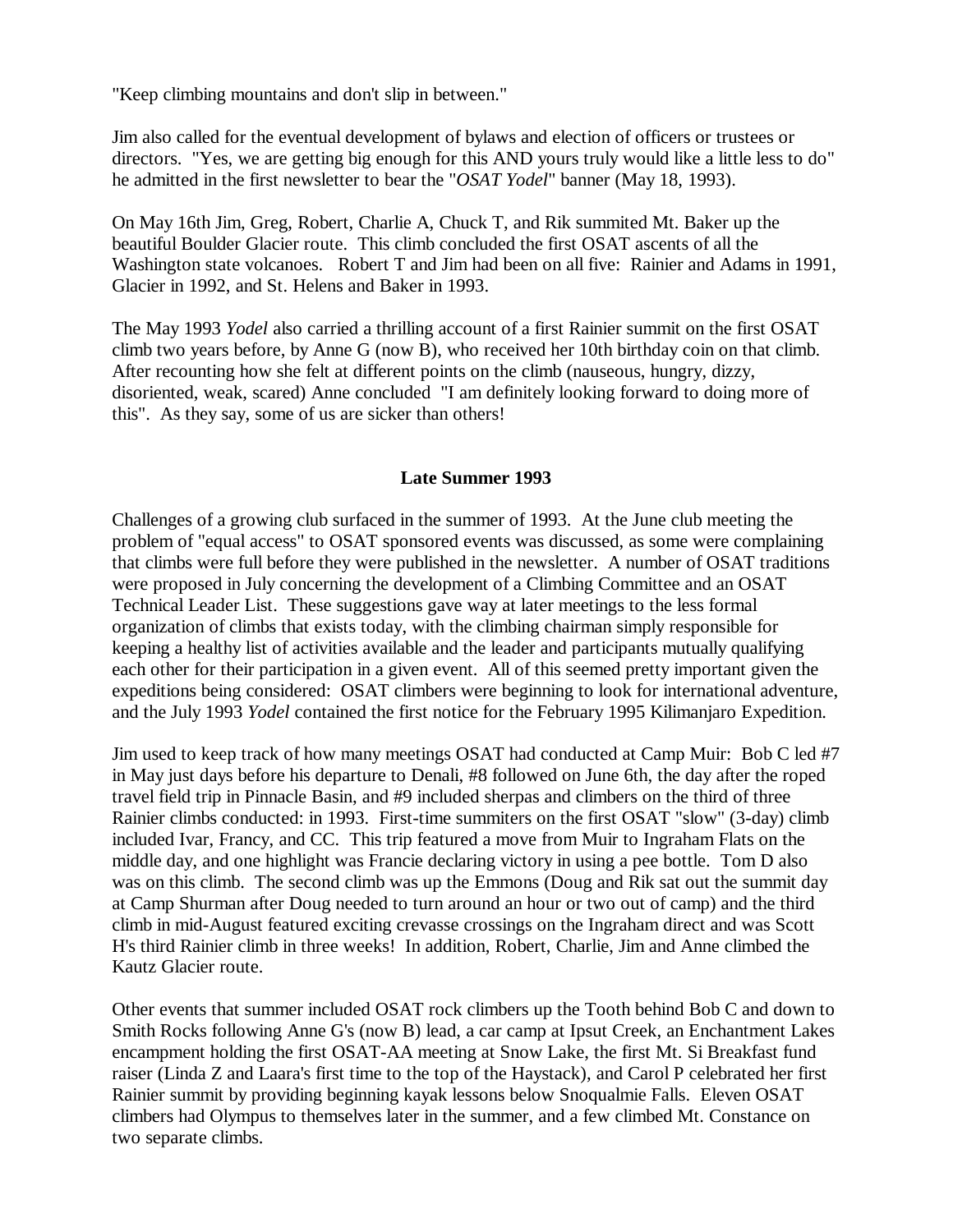"Keep climbing mountains and don't slip in between."

Jim also called for the eventual development of bylaws and election of officers or trustees or directors. "Yes, we are getting big enough for this AND yours truly would like a little less to do" he admitted in the first newsletter to bear the "*OSAT Yodel*" banner (May 18, 1993).

On May 16th Jim, Greg, Robert, Charlie A, Chuck T, and Rik summited Mt. Baker up the beautiful Boulder Glacier route. This climb concluded the first OSAT ascents of all the Washington state volcanoes. Robert T and Jim had been on all five: Rainier and Adams in 1991, Glacier in 1992, and St. Helens and Baker in 1993.

The May 1993 *Yodel* also carried a thrilling account of a first Rainier summit on the first OSAT climb two years before, by Anne G (now B), who received her 10th birthday coin on that climb. After recounting how she felt at different points on the climb (nauseous, hungry, dizzy, disoriented, weak, scared) Anne concluded "I am definitely looking forward to doing more of this". As they say, some of us are sicker than others!

## Late Summer 1993

Challenges of a growing club surfaced in the summer of 1993. At the June club meeting the problem of "equal access" to OSAT sponsored events was discussed, as some were complaining that climbs were full before they were published in the newsletter. A number of OSAT traditions were proposed in July concerning the development of a Climbing Committee and an OSAT Technical Leader List. These suggestions gave way at later meetings to the less formal organization of climbs that exists today, with the climbing chairman simply responsible for keeping a healthy list of activities available and the leader and participants mutually qualifying each other for their participation in a given event. All of this seemed pretty important given the expeditions being considered: OSAT climbers were beginning to look for international adventure, and the July 1993 *Yodel* contained the first notice for the February 1995 Kilimanjaro Expedition.

Jim used to keep track of how many meetings OSAT had conducted at Camp Muir: Bob C led #7 in May just days before his departure to Denali, #8 followed on June 6th, the day after the roped travel field trip in Pinnacle Basin, and #9 included sherpas and climbers on the third of three Rainier climbs conducted: in 1993. First-time summiters on the first OSAT "slow" (3-day) climb included Ivar, Francy, and CC. This trip featured a move from Muir to Ingraham Flats on the middle day, and one highlight was Francie declaring victory in using a pee bottle. Tom D also was on this climb. The second climb was up the Emmons (Doug and Rik sat out the summit day at Camp Shurman after Doug needed to turn around an hour or two out of camp) and the third climb in mid-August featured exciting crevasse crossings on the Ingraham direct and was Scott H's third Rainier climb in three weeks! In addition, Robert, Charlie, Jim and Anne climbed the Kautz Glacier route.

Other events that summer included OSAT rock climbers up the Tooth behind Bob C and down to Smith Rocks following Anne G's (now B) lead, a car camp at Ipsut Creek, an Enchantment Lakes encampment holding the first OSAT-AA meeting at Snow Lake, the first Mt. Si Breakfast fund raiser (Linda Z and Laara's first time to the top of the Haystack), and Carol P celebrated her first Rainier summit by providing beginning kayak lessons below Snoqualmie Falls. Eleven OSAT climbers had Olympus to themselves later in the summer, and a few climbed Mt. Constance on two separate climbs.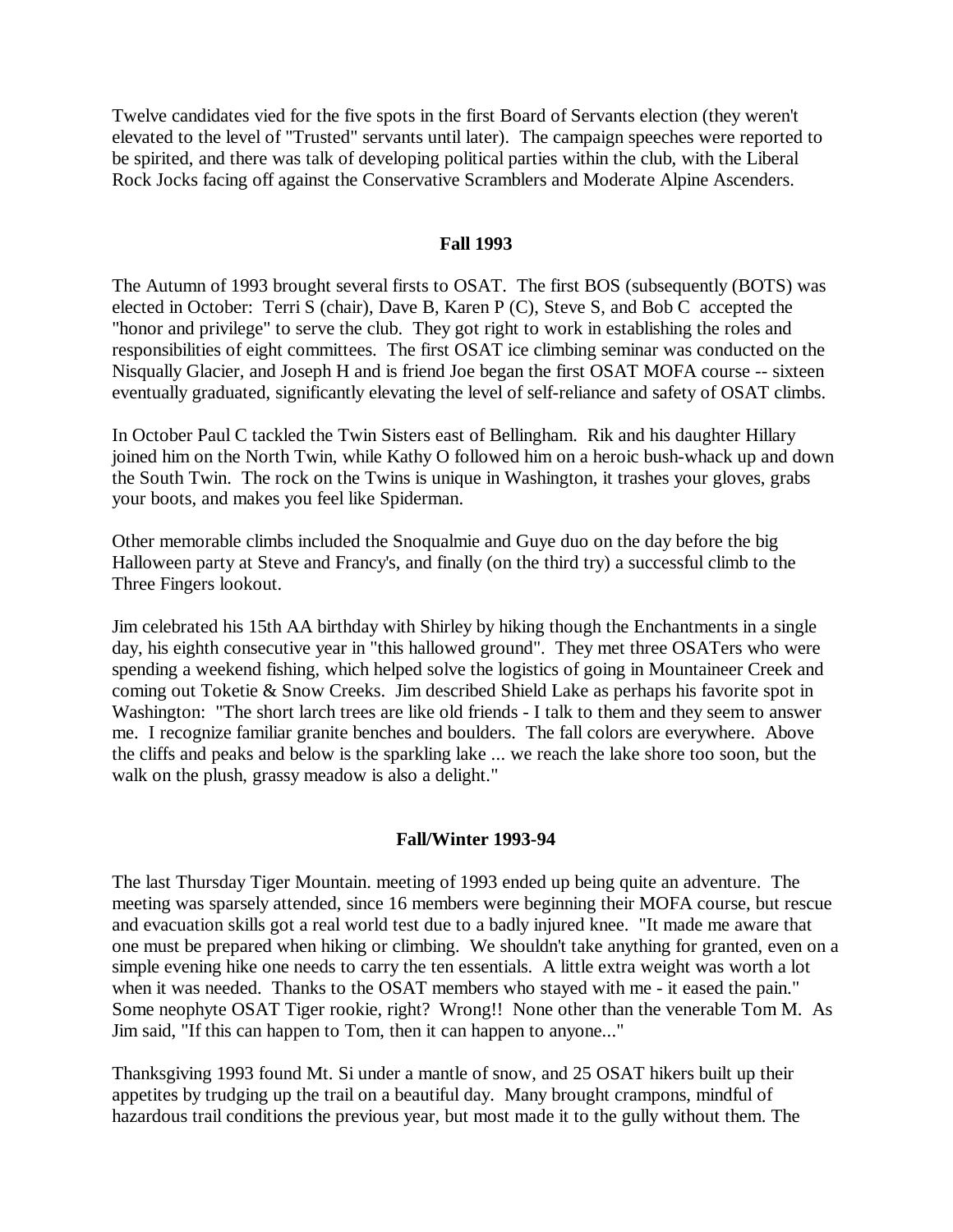Twelve candidates vied for the five spots in the first Board of Servants election (they weren't elevated to the level of "Trusted" servants until later). The campaign speeches were reported to be spirited, and there was talk of developing political parties within the club, with the Liberal Rock Jocks facing off against the Conservative Scramblers and Moderate Alpine Ascenders.

### Fall 1993

The Autumn of 1993 brought several firsts to OSAT. The first BOS (subsequently (BOTS) was elected in October: Terri S (chair), Dave B, Karen P (C), Steve S, and Bob C accepted the "honor and privilege" to serve the club. They got right to work in establishing the roles and responsibilities of eight committees. The first OSAT ice climbing seminar was conducted on the Nisqually Glacier, and Joseph H and is friend Joe began the first OSAT MOFA course -- sixteen eventually graduated, significantly elevating the level of self-reliance and safety of OSAT climbs.

In October Paul C tackled the Twin Sisters east of Bellingham. Rik and his daughter Hillary joined him on the North Twin, while Kathy O followed him on a heroic bush-whack up and down the South Twin. The rock on the Twins is unique in Washington, it trashes your gloves, grabs your boots, and makes you feel like Spiderman.

Other memorable climbs included the Snoqualmie and Guye duo on the day before the big Halloween party at Steve and Francy's, and finally (on the third try) a successful climb to the Three Fingers lookout.

Jim celebrated his 15th AA birthday with Shirley by hiking though the Enchantments in a single day, his eighth consecutive year in "this hallowed ground". They met three OSATers who were spending a weekend fishing, which helped solve the logistics of going in Mountaineer Creek and coming out Toketie & Snow Creeks. Jim described Shield Lake as perhaps his favorite spot in Washington: "The short larch trees are like old friends - I talk to them and they seem to answer me. I recognize familiar granite benches and boulders. The fall colors are everywhere. Above the cliffs and peaks and below is the sparkling lake ... we reach the lake shore too soon, but the walk on the plush, grassy meadow is also a delight."

### Fall/Winter 1993-94

The last Thursday Tiger Mountain. meeting of 1993 ended up being quite an adventure. The meeting was sparsely attended, since 16 members were beginning their MOFA course, but rescue and evacuation skills got a real world test due to a badly injured knee. "It made me aware that one must be prepared when hiking or climbing. We shouldn't take anything for granted, even on a simple evening hike one needs to carry the ten essentials. A little extra weight was worth a lot when it was needed. Thanks to the OSAT members who stayed with me - it eased the pain." Some neophyte OSAT Tiger rookie, right? Wrong!! None other than the venerable Tom M. As Jim said, "If this can happen to Tom, then it can happen to anyone..."

Thanksgiving 1993 found Mt. Si under a mantle of snow, and 25 OSAT hikers built up their appetites by trudging up the trail on a beautiful day. Many brought crampons, mindful of hazardous trail conditions the previous year, but most made it to the gully without them. The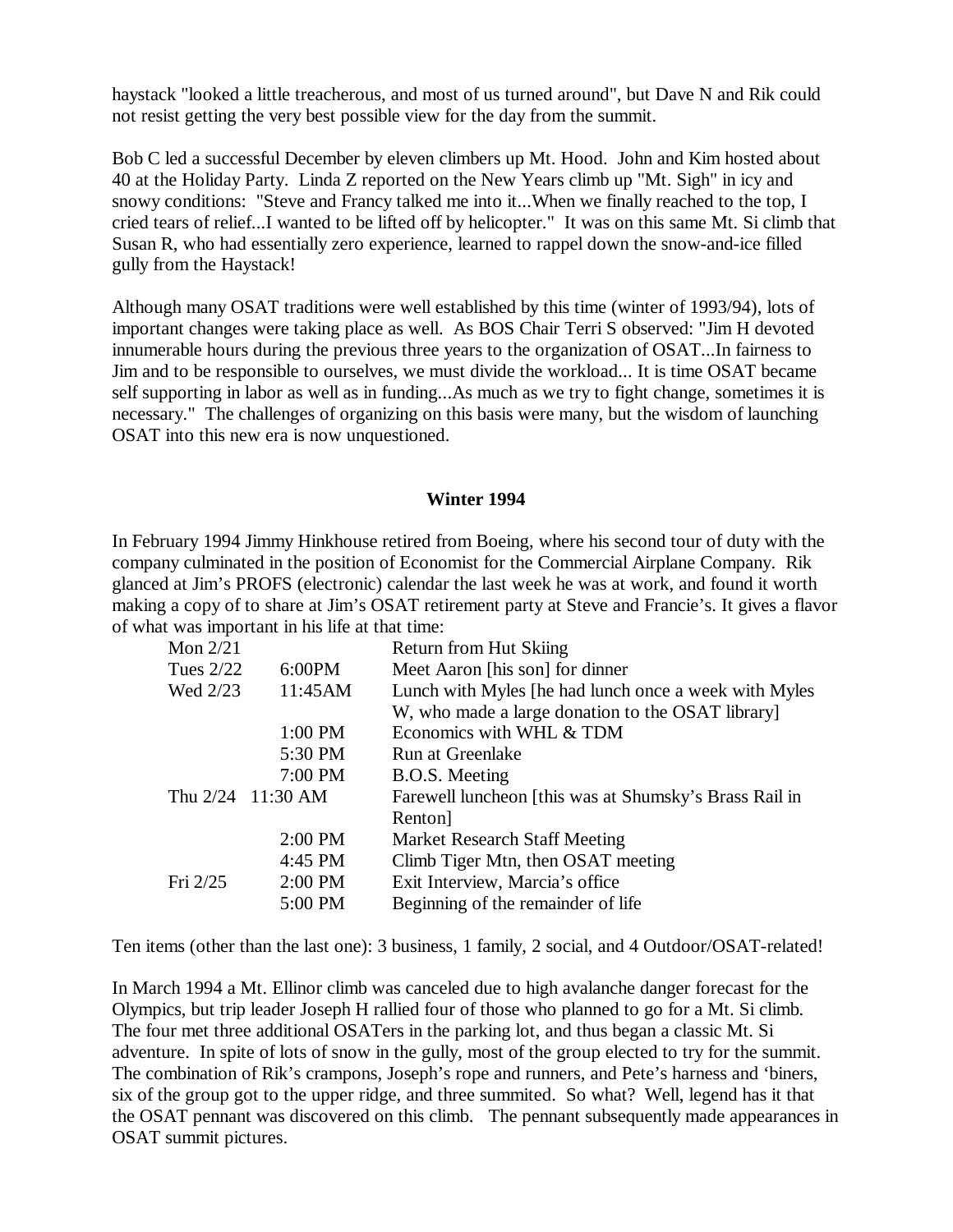haystack "looked a little treacherous, and most of us turned around", but Dave N and Rik could not resist getting the very best possible view for the day from the summit.

Bob C led a successful December by eleven climbers up Mt. Hood. John and Kim hosted about 40 at the Holiday Party. Linda Z reported on the New Years climb up "Mt. Sigh" in icy and snowy conditions: "Steve and Francy talked me into it...When we finally reached to the top, I cried tears of relief...I wanted to be lifted off by helicopter." It was on this same Mt. Si climb that Susan R, who had essentially zero experience, learned to rappel down the snow-and-ice filled gully from the Haystack!

Although many OSAT traditions were well established by this time (winter of 1993/94), lots of important changes were taking place as well. As BOS Chair Terri S observed: "Jim H devoted innumerable hours during the previous three years to the organization of OSAT...In fairness to Jim and to be responsible to ourselves, we must divide the workload... It is time OSAT became self supporting in labor as well as in funding...As much as we try to fight change, sometimes it is necessary." The challenges of organizing on this basis were many, but the wisdom of launching OSAT into this new era is now unquestioned.

### Winter 1994

In February 1994 Jimmy Hinkhouse retired from Boeing, where his second tour of duty with the company culminated in the position of Economist for the Commercial Airplane Company. Rik glanced at Jim's PROFS (electronic) calendar the last week he was at work, and found it worth making a copy of to share at Jim's OSAT retirement party at Steve and Francie's. It gives a flavor of what was important in his life at that time:

| | | |
|---|---|---|
| Mon 2/21 | | Return from Hut Skiing |
| Tues 2/22 | 6:00PM | Meet Aaron [his son] for dinner |
| Wed 2/23 | 11:45AM | Lunch with Myles [he had lunch once a week with Myles W, who made a large donation to the OSAT library] |
| | 1:00 PM | Economics with WHL & TDM |
| | 5:30 PM | Run at Greenlake |
| | 7:00 PM | B.O.S. Meeting |
| Thu 2/24 | 11:30 AM | Farewell luncheon [this was at Shumsky's Brass Rail in Renton] |
| | 2:00 PM | Market Research Staff Meeting |
| | 4:45 PM | Climb Tiger Mtn, then OSAT meeting |
| Fri 2/25 | 2:00 PM | Exit Interview, Marcia's office |
| | 5:00 PM | Beginning of the remainder of life |

Ten items (other than the last one): 3 business, 1 family, 2 social, and 4 Outdoor/OSAT-related!

In March 1994 a Mt. Ellinor climb was canceled due to high avalanche danger forecast for the Olympics, but trip leader Joseph H rallied four of those who planned to go for a Mt. Si climb. The four met three additional OSATers in the parking lot, and thus began a classic Mt. Si adventure. In spite of lots of snow in the gully, most of the group elected to try for the summit. The combination of Rik's crampons, Joseph's rope and runners, and Pete's harness and 'biners, six of the group got to the upper ridge, and three summited. So what? Well, legend has it that the OSAT pennant was discovered on this climb. The pennant subsequently made appearances in OSAT summit pictures.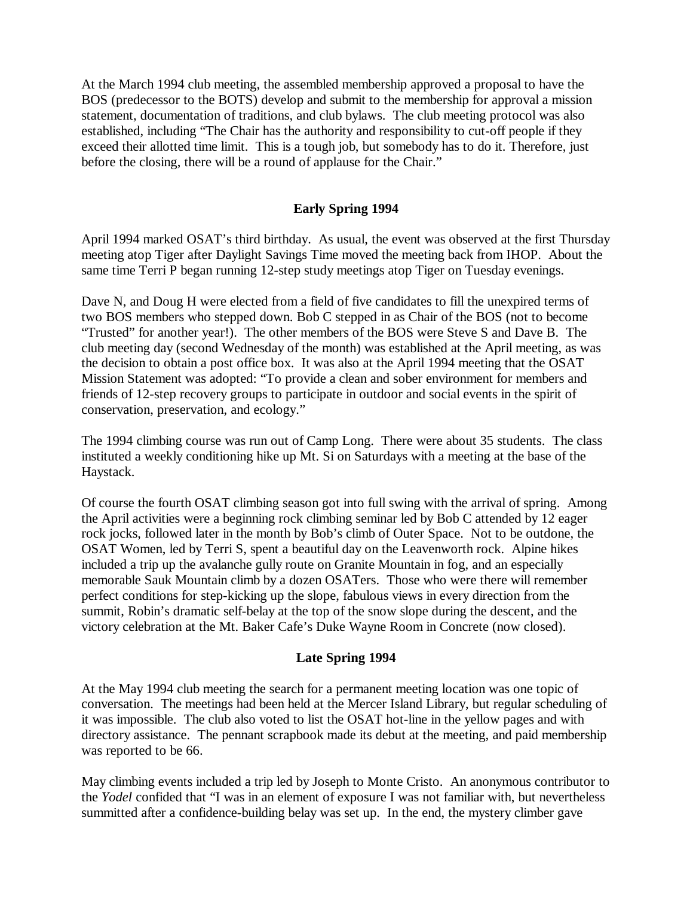At the March 1994 club meeting, the assembled membership approved a proposal to have the BOS (predecessor to the BOTS) develop and submit to the membership for approval a mission statement, documentation of traditions, and club bylaws. The club meeting protocol was also established, including "The Chair has the authority and responsibility to cut-off people if they exceed their allotted time limit. This is a tough job, but somebody has to do it. Therefore, just before the closing, there will be a round of applause for the Chair."

### Early Spring 1994

April 1994 marked OSAT's third birthday. As usual, the event was observed at the first Thursday meeting atop Tiger after Daylight Savings Time moved the meeting back from IHOP. About the same time Terri P began running 12-step study meetings atop Tiger on Tuesday evenings.

Dave N, and Doug H were elected from a field of five candidates to fill the unexpired terms of two BOS members who stepped down. Bob C stepped in as Chair of the BOS (not to become "Trusted" for another year!). The other members of the BOS were Steve S and Dave B. The club meeting day (second Wednesday of the month) was established at the April meeting, as was the decision to obtain a post office box. It was also at the April 1994 meeting that the OSAT Mission Statement was adopted: "To provide a clean and sober environment for members and friends of 12-step recovery groups to participate in outdoor and social events in the spirit of conservation, preservation, and ecology."

The 1994 climbing course was run out of Camp Long. There were about 35 students. The class instituted a weekly conditioning hike up Mt. Si on Saturdays with a meeting at the base of the Haystack.

Of course the fourth OSAT climbing season got into full swing with the arrival of spring. Among the April activities were a beginning rock climbing seminar led by Bob C attended by 12 eager rock jocks, followed later in the month by Bob's climb of Outer Space. Not to be outdone, the OSAT Women, led by Terri S, spent a beautiful day on the Leavenworth rock. Alpine hikes included a trip up the avalanche gully route on Granite Mountain in fog, and an especially memorable Sauk Mountain climb by a dozen OSATers. Those who were there will remember perfect conditions for step-kicking up the slope, fabulous views in every direction from the summit, Robin's dramatic self-belay at the top of the snow slope during the descent, and the victory celebration at the Mt. Baker Cafe's Duke Wayne Room in Concrete (now closed).

### Late Spring 1994

At the May 1994 club meeting the search for a permanent meeting location was one topic of conversation. The meetings had been held at the Mercer Island Library, but regular scheduling of it was impossible. The club also voted to list the OSAT hot-line in the yellow pages and with directory assistance. The pennant scrapbook made its debut at the meeting, and paid membership was reported to be 66.

May climbing events included a trip led by Joseph to Monte Cristo. An anonymous contributor to the *Yodel* confided that "I was in an element of exposure I was not familiar with, but nevertheless summitted after a confidence-building belay was set up. In the end, the mystery climber gave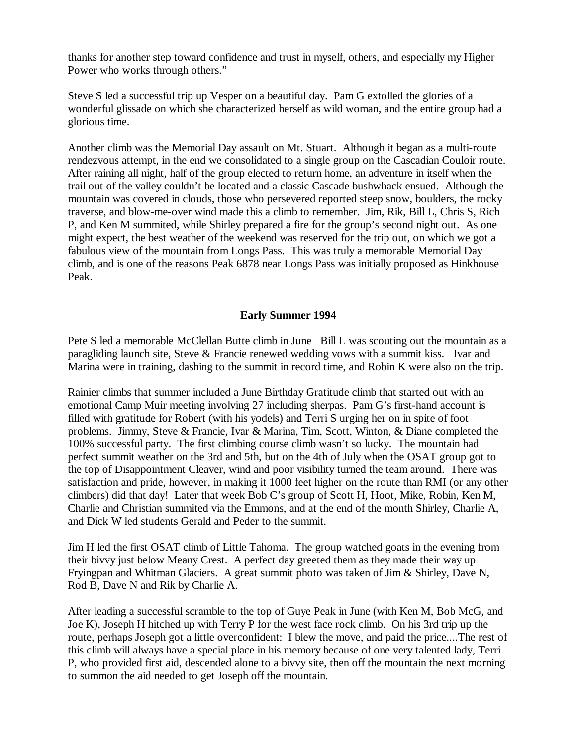thanks for another step toward confidence and trust in myself, others, and especially my Higher Power who works through others."

Steve S led a successful trip up Vesper on a beautiful day. Pam G extolled the glories of a wonderful glissade on which she characterized herself as wild woman, and the entire group had a glorious time.

Another climb was the Memorial Day assault on Mt. Stuart. Although it began as a multi-route rendezvous attempt, in the end we consolidated to a single group on the Cascadian Couloir route. After raining all night, half of the group elected to return home, an adventure in itself when the trail out of the valley couldn't be located and a classic Cascade bushwhack ensued. Although the mountain was covered in clouds, those who persevered reported steep snow, boulders, the rocky traverse, and blow-me-over wind made this a climb to remember. Jim, Rik, Bill L, Chris S, Rich P, and Ken M summited, while Shirley prepared a fire for the group's second night out. As one might expect, the best weather of the weekend was reserved for the trip out, on which we got a fabulous view of the mountain from Longs Pass. This was truly a memorable Memorial Day climb, and is one of the reasons Peak 6878 near Longs Pass was initially proposed as Hinkhouse Peak.

**Early Summer 1994**

Pete S led a memorable McClellan Butte climb in June Bill L was scouting out the mountain as a paragliding launch site, Steve & Francie renewed wedding vows with a summit kiss. Ivar and Marina were in training, dashing to the summit in record time, and Robin K were also on the trip.

Rainier climbs that summer included a June Birthday Gratitude climb that started out with an emotional Camp Muir meeting involving 27 including sherpas. Pam G's first-hand account is filled with gratitude for Robert (with his yodels) and Terri S urging her on in spite of foot problems. Jimmy, Steve & Francie, Ivar & Marina, Tim, Scott, Winton, & Diane completed the 100% successful party. The first climbing course climb wasn't so lucky. The mountain had perfect summit weather on the 3rd and 5th, but on the 4th of July when the OSAT group got to the top of Disappointment Cleaver, wind and poor visibility turned the team around. There was satisfaction and pride, however, in making it 1000 feet higher on the route than RMI (or any other climbers) did that day! Later that week Bob C's group of Scott H, Hoot, Mike, Robin, Ken M, Charlie and Christian summited via the Emmons, and at the end of the month Shirley, Charlie A, and Dick W led students Gerald and Peder to the summit.

Jim H led the first OSAT climb of Little Tahoma. The group watched goats in the evening from their bivvy just below Meany Crest. A perfect day greeted them as they made their way up Fryingpan and Whitman Glaciers. A great summit photo was taken of Jim & Shirley, Dave N, Rod B, Dave N and Rik by Charlie A.

After leading a successful scramble to the top of Guye Peak in June (with Ken M, Bob McG, and Joe K), Joseph H hitched up with Terry P for the west face rock climb. On his 3rd trip up the route, perhaps Joseph got a little overconfident: I blew the move, and paid the price....The rest of this climb will always have a special place in his memory because of one very talented lady, Terri P, who provided first aid, descended alone to a bivvy site, then off the mountain the next morning to summon the aid needed to get Joseph off the mountain.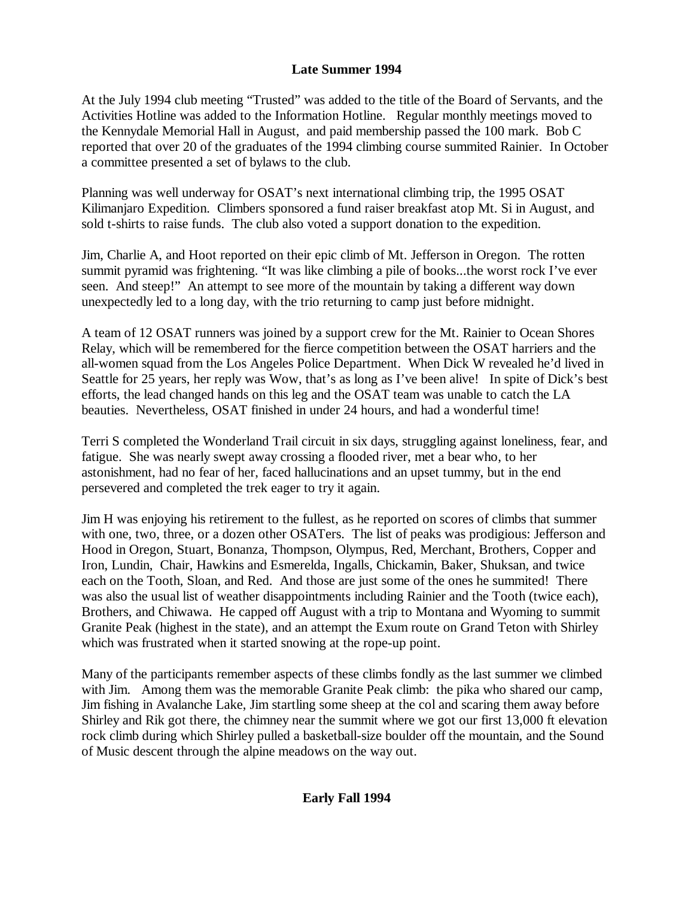## Late Summer 1994

At the July 1994 club meeting "Trusted" was added to the title of the Board of Servants, and the Activities Hotline was added to the Information Hotline. Regular monthly meetings moved to the Kennydale Memorial Hall in August, and paid membership passed the 100 mark. Bob C reported that over 20 of the graduates of the 1994 climbing course summited Rainier. In October a committee presented a set of bylaws to the club.

Planning was well underway for OSAT's next international climbing trip, the 1995 OSAT Kilimanjaro Expedition. Climbers sponsored a fund raiser breakfast atop Mt. Si in August, and sold t-shirts to raise funds. The club also voted a support donation to the expedition.

Jim, Charlie A, and Hoot reported on their epic climb of Mt. Jefferson in Oregon. The rotten summit pyramid was frightening. "It was like climbing a pile of books...the worst rock I've ever seen. And steep!" An attempt to see more of the mountain by taking a different way down unexpectedly led to a long day, with the trio returning to camp just before midnight.

A team of 12 OSAT runners was joined by a support crew for the Mt. Rainier to Ocean Shores Relay, which will be remembered for the fierce competition between the OSAT harriers and the all-women squad from the Los Angeles Police Department. When Dick W revealed he'd lived in Seattle for 25 years, her reply was Wow, that's as long as I've been alive! In spite of Dick's best efforts, the lead changed hands on this leg and the OSAT team was unable to catch the LA beauties. Nevertheless, OSAT finished in under 24 hours, and had a wonderful time!

Terri S completed the Wonderland Trail circuit in six days, struggling against loneliness, fear, and fatigue. She was nearly swept away crossing a flooded river, met a bear who, to her astonishment, had no fear of her, faced hallucinations and an upset tummy, but in the end persevered and completed the trek eager to try it again.

Jim H was enjoying his retirement to the fullest, as he reported on scores of climbs that summer with one, two, three, or a dozen other OSATers. The list of peaks was prodigious: Jefferson and Hood in Oregon, Stuart, Bonanza, Thompson, Olympus, Red, Merchant, Brothers, Copper and Iron, Lundin, Chair, Hawkins and Esmerelda, Ingalls, Chickamin, Baker, Shuksan, and twice each on the Tooth, Sloan, and Red. And those are just some of the ones he summited! There was also the usual list of weather disappointments including Rainier and the Tooth (twice each), Brothers, and Chiwawa. He capped off August with a trip to Montana and Wyoming to summit Granite Peak (highest in the state), and an attempt the Exum route on Grand Teton with Shirley which was frustrated when it started snowing at the rope-up point.

Many of the participants remember aspects of these climbs fondly as the last summer we climbed with Jim. Among them was the memorable Granite Peak climb: the pika who shared our camp, Jim fishing in Avalanche Lake, Jim startling some sheep at the col and scaring them away before Shirley and Rik got there, the chimney near the summit where we got our first 13,000 ft elevation rock climb during which Shirley pulled a basketball-size boulder off the mountain, and the Sound of Music descent through the alpine meadows on the way out.

## Early Fall 1994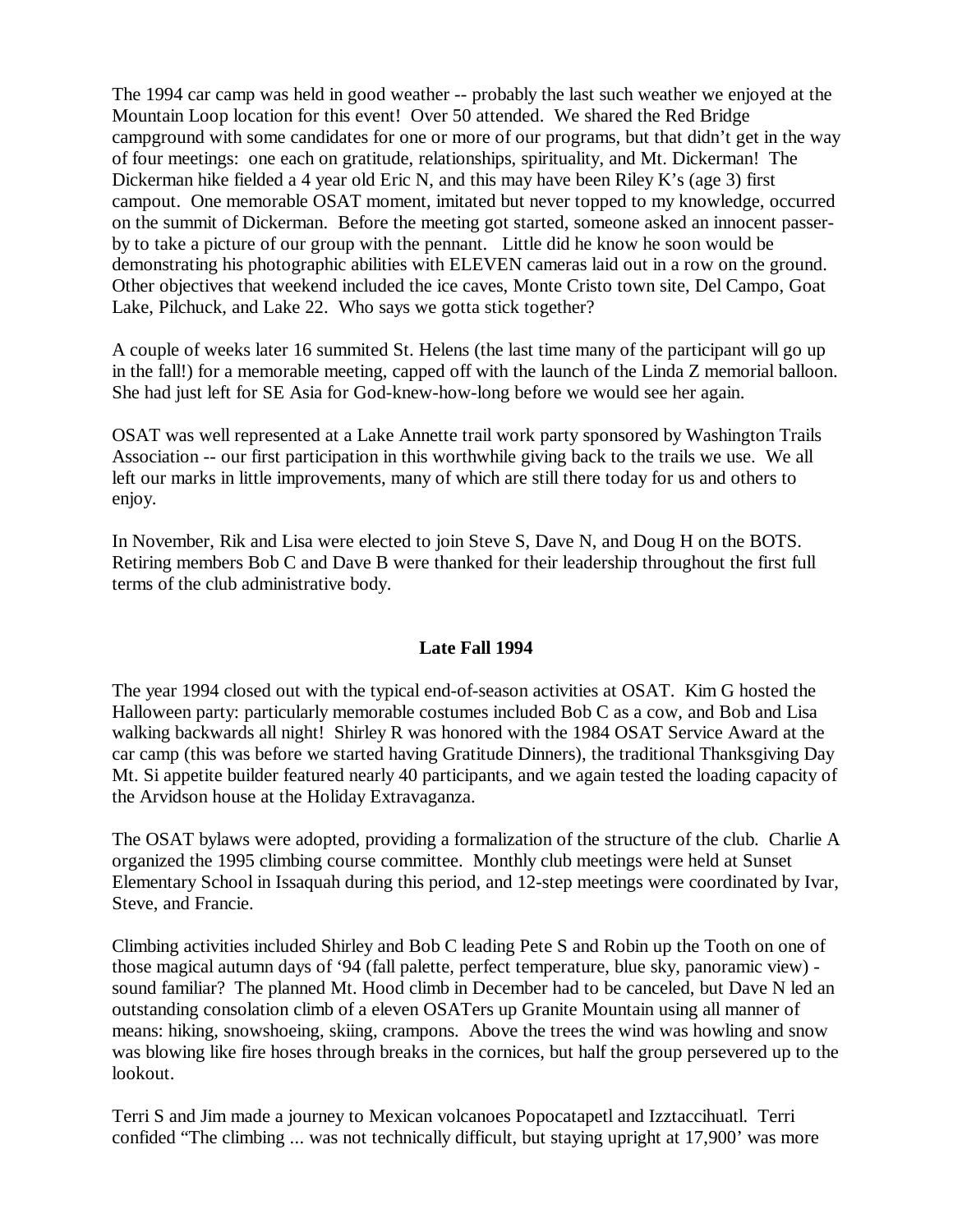The 1994 car camp was held in good weather -- probably the last such weather we enjoyed at the Mountain Loop location for this event! Over 50 attended. We shared the Red Bridge campground with some candidates for one or more of our programs, but that didn't get in the way of four meetings: one each on gratitude, relationships, spirituality, and Mt. Dickerman! The Dickerman hike fielded a 4 year old Eric N, and this may have been Riley K's (age 3) first campout. One memorable OSAT moment, imitated but never topped to my knowledge, occurred on the summit of Dickerman. Before the meeting got started, someone asked an innocent passer-by to take a picture of our group with the pennant. Little did he know he soon would be demonstrating his photographic abilities with ELEVEN cameras laid out in a row on the ground. Other objectives that weekend included the ice caves, Monte Cristo town site, Del Campo, Goat Lake, Pilchuck, and Lake 22. Who says we gotta stick together?

A couple of weeks later 16 summited St. Helens (the last time many of the participant will go up in the fall!) for a memorable meeting, capped off with the launch of the Linda Z memorial balloon. She had just left for SE Asia for God-knew-how-long before we would see her again.

OSAT was well represented at a Lake Annette trail work party sponsored by Washington Trails Association -- our first participation in this worthwhile giving back to the trails we use. We all left our marks in little improvements, many of which are still there today for us and others to enjoy.

In November, Rik and Lisa were elected to join Steve S, Dave N, and Doug H on the BOTS. Retiring members Bob C and Dave B were thanked for their leadership throughout the first full terms of the club administrative body.

## Late Fall 1994

The year 1994 closed out with the typical end-of-season activities at OSAT. Kim G hosted the Halloween party: particularly memorable costumes included Bob C as a cow, and Bob and Lisa walking backwards all night! Shirley R was honored with the 1984 OSAT Service Award at the car camp (this was before we started having Gratitude Dinners), the traditional Thanksgiving Day Mt. Si appetite builder featured nearly 40 participants, and we again tested the loading capacity of the Arvidson house at the Holiday Extravaganza.

The OSAT bylaws were adopted, providing a formalization of the structure of the club. Charlie A organized the 1995 climbing course committee. Monthly club meetings were held at Sunset Elementary School in Issaquah during this period, and 12-step meetings were coordinated by Ivar, Steve, and Francie.

Climbing activities included Shirley and Bob C leading Pete S and Robin up the Tooth on one of those magical autumn days of '94 (fall palette, perfect temperature, blue sky, panoramic view) - sound familiar? The planned Mt. Hood climb in December had to be canceled, but Dave N led an outstanding consolation climb of a eleven OSATers up Granite Mountain using all manner of means: hiking, snowshoeing, skiing, crampons. Above the trees the wind was howling and snow was blowing like fire hoses through breaks in the cornices, but half the group persevered up to the lookout.

Terri S and Jim made a journey to Mexican volcanoes Popocatapetl and Izztaccihuatl. Terri confided "The climbing ... was not technically difficult, but staying upright at 17,900' was more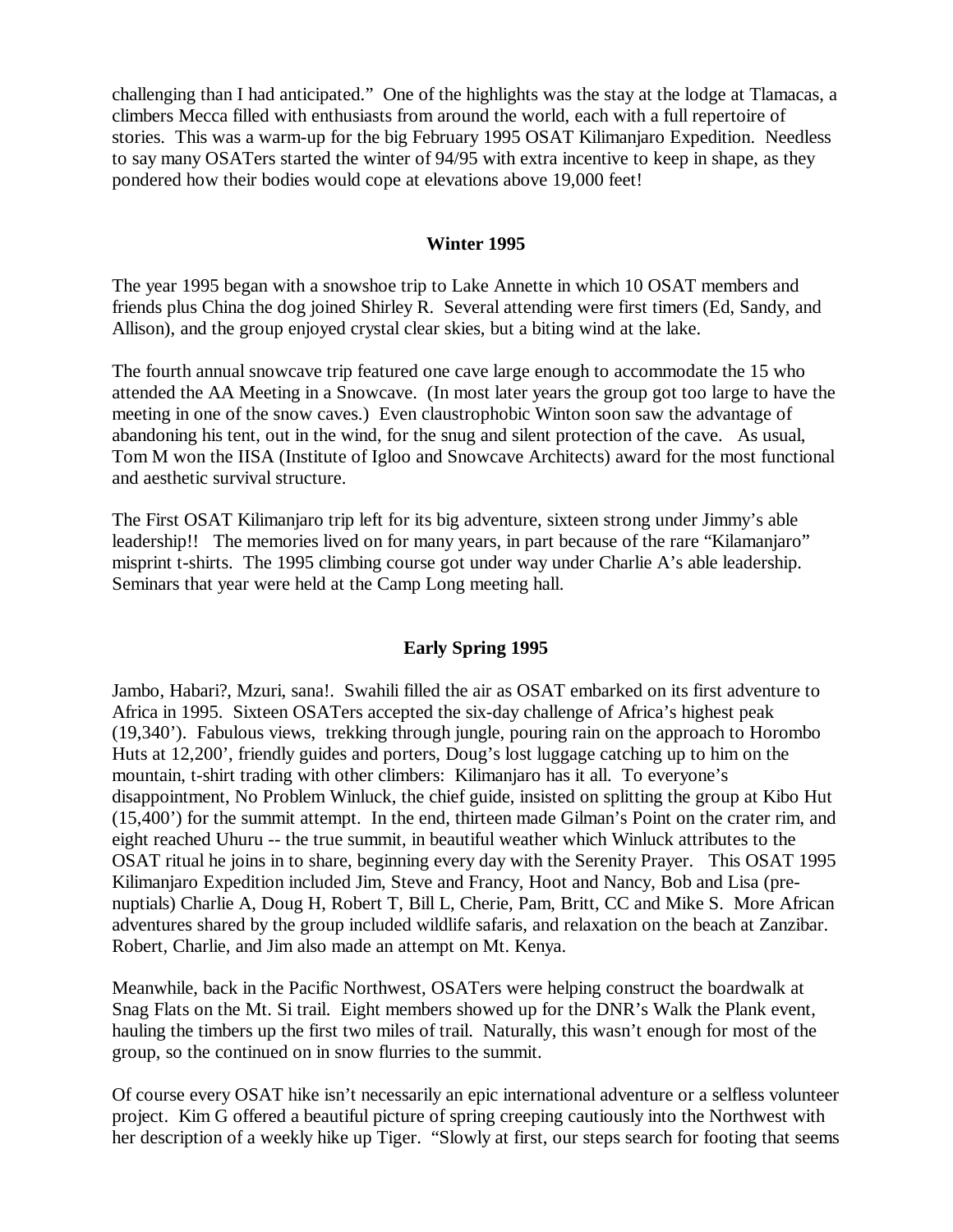challenging than I had anticipated." One of the highlights was the stay at the lodge at Tlamacas, a climbers Mecca filled with enthusiasts from around the world, each with a full repertoire of stories. This was a warm-up for the big February 1995 OSAT Kilimanjaro Expedition. Needless to say many OSATers started the winter of 94/95 with extra incentive to keep in shape, as they pondered how their bodies would cope at elevations above 19,000 feet!

## Winter 1995

The year 1995 began with a snowshoe trip to Lake Annette in which 10 OSAT members and friends plus China the dog joined Shirley R. Several attending were first timers (Ed, Sandy, and Allison), and the group enjoyed crystal clear skies, but a biting wind at the lake.

The fourth annual snowcave trip featured one cave large enough to accommodate the 15 who attended the AA Meeting in a Snowcave. (In most later years the group got too large to have the meeting in one of the snow caves.) Even claustrophobic Winton soon saw the advantage of abandoning his tent, out in the wind, for the snug and silent protection of the cave. As usual, Tom M won the IISA (Institute of Igloo and Snowcave Architects) award for the most functional and aesthetic survival structure.

The First OSAT Kilimanjaro trip left for its big adventure, sixteen strong under Jimmy's able leadership!! The memories lived on for many years, in part because of the rare "Kilamanjaro" misprint t-shirts. The 1995 climbing course got under way under Charlie A's able leadership. Seminars that year were held at the Camp Long meeting hall.

## Early Spring 1995

Jambo, Habari?, Mzuri, sana!. Swahili filled the air as OSAT embarked on its first adventure to Africa in 1995. Sixteen OSATers accepted the six-day challenge of Africa's highest peak (19,340'). Fabulous views, trekking through jungle, pouring rain on the approach to Horombo Huts at 12,200', friendly guides and porters, Doug's lost luggage catching up to him on the mountain, t-shirt trading with other climbers: Kilimanjaro has it all. To everyone's disappointment, No Problem Winluck, the chief guide, insisted on splitting the group at Kibo Hut (15,400') for the summit attempt. In the end, thirteen made Gilman's Point on the crater rim, and eight reached Uhuru -- the true summit, in beautiful weather which Winluck attributes to the OSAT ritual he joins in to share, beginning every day with the Serenity Prayer. This OSAT 1995 Kilimanjaro Expedition included Jim, Steve and Francy, Hoot and Nancy, Bob and Lisa (pre-nuptials) Charlie A, Doug H, Robert T, Bill L, Cherie, Pam, Britt, CC and Mike S. More African adventures shared by the group included wildlife safaris, and relaxation on the beach at Zanzibar. Robert, Charlie, and Jim also made an attempt on Mt. Kenya.

Meanwhile, back in the Pacific Northwest, OSATers were helping construct the boardwalk at Snag Flats on the Mt. Si trail. Eight members showed up for the DNR's Walk the Plank event, hauling the timbers up the first two miles of trail. Naturally, this wasn't enough for most of the group, so the continued on in snow flurries to the summit.

Of course every OSAT hike isn't necessarily an epic international adventure or a selfless volunteer project. Kim G offered a beautiful picture of spring creeping cautiously into the Northwest with her description of a weekly hike up Tiger. "Slowly at first, our steps search for footing that seems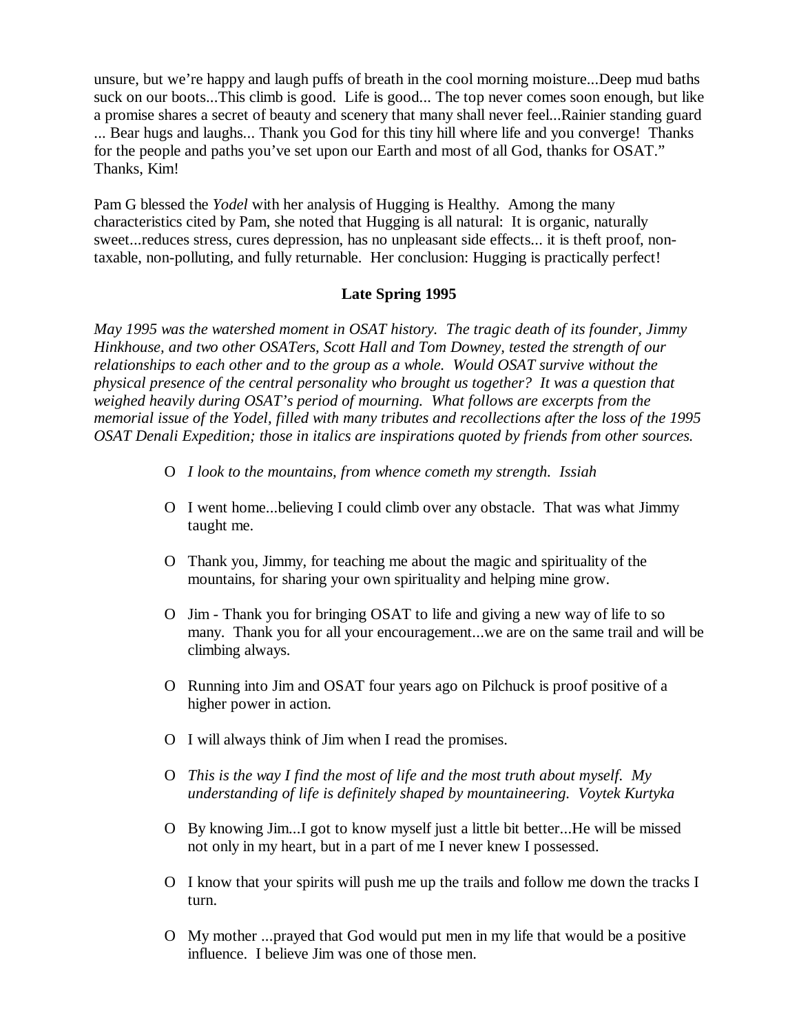unsure, but we're happy and laugh puffs of breath in the cool morning moisture...Deep mud baths suck on our boots...This climb is good. Life is good... The top never comes soon enough, but like a promise shares a secret of beauty and scenery that many shall never feel...Rainier standing guard ... Bear hugs and laughs... Thank you God for this tiny hill where life and you converge! Thanks for the people and paths you've set upon our Earth and most of all God, thanks for OSAT." Thanks, Kim!

Pam G blessed the *Yodel* with her analysis of Hugging is Healthy. Among the many characteristics cited by Pam, she noted that Hugging is all natural: It is organic, naturally sweet...reduces stress, cures depression, has no unpleasant side effects... it is theft proof, non-taxable, non-polluting, and fully returnable. Her conclusion: Hugging is practically perfect!

**Late Spring 1995**

*May 1995 was the watershed moment in OSAT history. The tragic death of its founder, Jimmy Hinkhouse, and two other OSATers, Scott Hall and Tom Downey, tested the strength of our relationships to each other and to the group as a whole. Would OSAT survive without the physical presence of the central personality who brought us together? It was a question that weighed heavily during OSAT's period of mourning. What follows are excerpts from the memorial issue of the Yodel, filled with many tributes and recollections after the loss of the 1995 OSAT Denali Expedition; those in italics are inspirations quoted by friends from other sources.*

- *I look to the mountains, from whence cometh my strength. Issiah*
- I went home...believing I could climb over any obstacle. That was what Jimmy taught me.
- Thank you, Jimmy, for teaching me about the magic and spirituality of the mountains, for sharing your own spirituality and helping mine grow.
- Jim - Thank you for bringing OSAT to life and giving a new way of life to so many. Thank you for all your encouragement...we are on the same trail and will be climbing always.
- Running into Jim and OSAT four years ago on Pilchuck is proof positive of a higher power in action.
- I will always think of Jim when I read the promises.
- *This is the way I find the most of life and the most truth about myself. My understanding of life is definitely shaped by mountaineering. Voytek Kurtyka*
- By knowing Jim...I got to know myself just a little bit better...He will be missed not only in my heart, but in a part of me I never knew I possessed.
- I know that your spirits will push me up the trails and follow me down the tracks I turn.
- My mother ...prayed that God would put men in my life that would be a positive influence. I believe Jim was one of those men.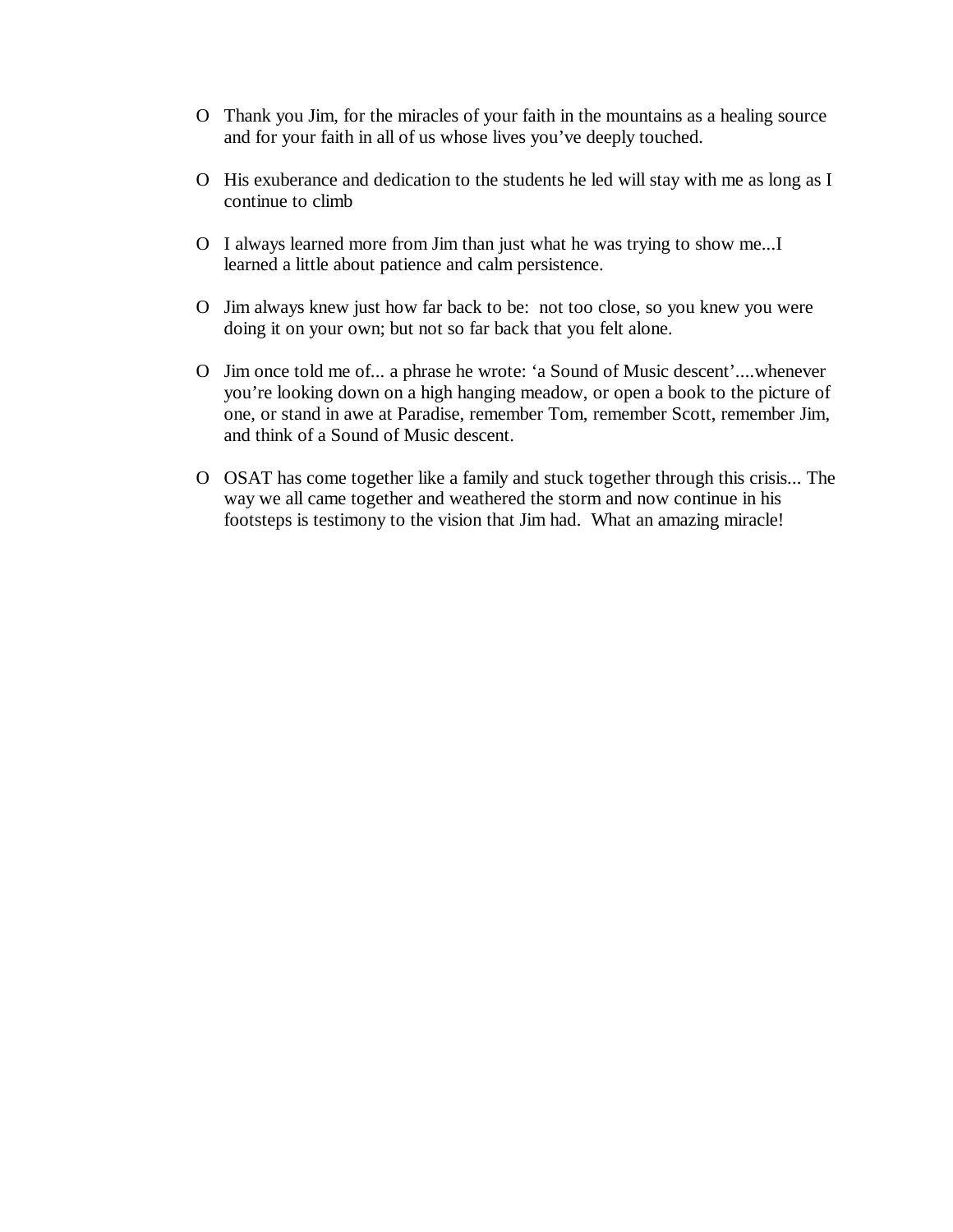- Thank you Jim, for the miracles of your faith in the mountains as a healing source and for your faith in all of us whose lives you've deeply touched.

- His exuberance and dedication to the students he led will stay with me as long as I continue to climb

- I always learned more from Jim than just what he was trying to show me...I learned a little about patience and calm persistence.

- Jim always knew just how far back to be: not too close, so you knew you were doing it on your own; but not so far back that you felt alone.

- Jim once told me of... a phrase he wrote: 'a Sound of Music descent'....whenever you're looking down on a high hanging meadow, or open a book to the picture of one, or stand in awe at Paradise, remember Tom, remember Scott, remember Jim, and think of a Sound of Music descent.

- OSAT has come together like a family and stuck together through this crisis... The way we all came together and weathered the storm and now continue in his footsteps is testimony to the vision that Jim had. What an amazing miracle!